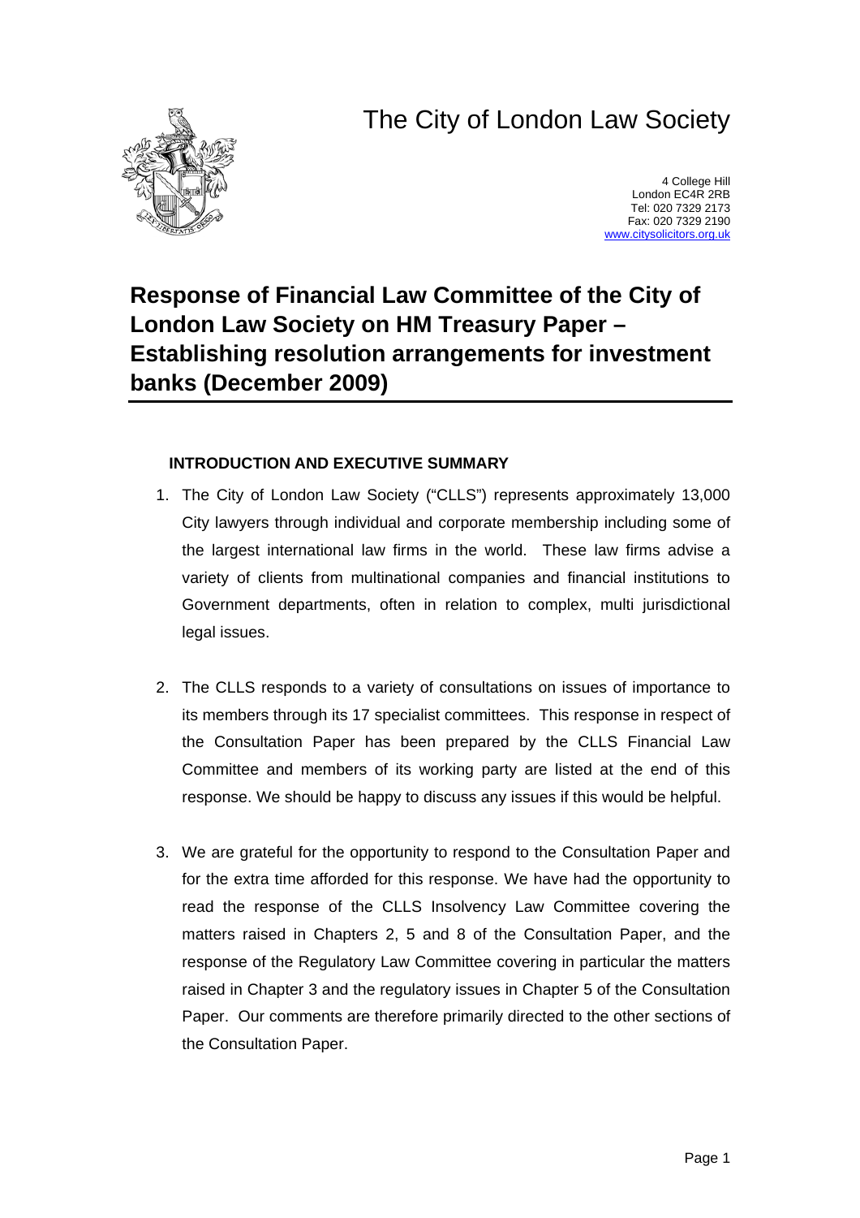# The City of London Law Society

4 College Hill
London EC4R 2RB
Tel: 020 7329 2173
Fax: 020 7329 2190
www.citysolicitors.org.uk

# Response of Financial Law Committee of the City of London Law Society on HM Treasury Paper – Establishing resolution arrangements for investment banks (December 2009)

## INTRODUCTION AND EXECUTIVE SUMMARY

1. The City of London Law Society ("CLLS") represents approximately 13,000 City lawyers through individual and corporate membership including some of the largest international law firms in the world. These law firms advise a variety of clients from multinational companies and financial institutions to Government departments, often in relation to complex, multi jurisdictional legal issues.

2. The CLLS responds to a variety of consultations on issues of importance to its members through its 17 specialist committees. This response in respect of the Consultation Paper has been prepared by the CLLS Financial Law Committee and members of its working party are listed at the end of this response. We should be happy to discuss any issues if this would be helpful.

3. We are grateful for the opportunity to respond to the Consultation Paper and for the extra time afforded for this response. We have had the opportunity to read the response of the CLLS Insolvency Law Committee covering the matters raised in Chapters 2, 5 and 8 of the Consultation Paper, and the response of the Regulatory Law Committee covering in particular the matters raised in Chapter 3 and the regulatory issues in Chapter 5 of the Consultation Paper. Our comments are therefore primarily directed to the other sections of the Consultation Paper.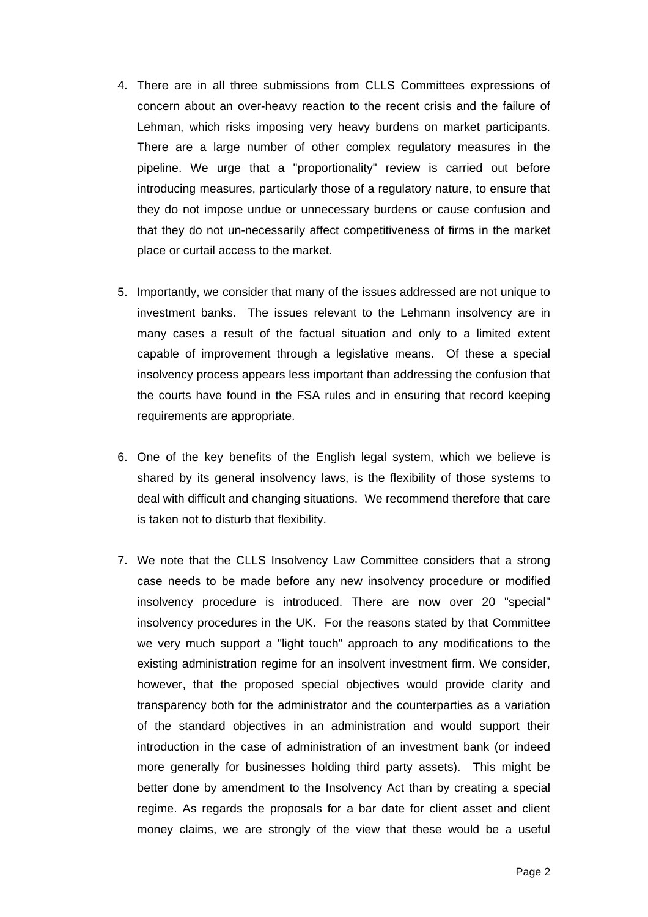4. There are in all three submissions from CLLS Committees expressions of concern about an over-heavy reaction to the recent crisis and the failure of Lehman, which risks imposing very heavy burdens on market participants. There are a large number of other complex regulatory measures in the pipeline. We urge that a "proportionality" review is carried out before introducing measures, particularly those of a regulatory nature, to ensure that they do not impose undue or unnecessary burdens or cause confusion and that they do not un-necessarily affect competitiveness of firms in the market place or curtail access to the market.

5. Importantly, we consider that many of the issues addressed are not unique to investment banks. The issues relevant to the Lehmann insolvency are in many cases a result of the factual situation and only to a limited extent capable of improvement through a legislative means. Of these a special insolvency process appears less important than addressing the confusion that the courts have found in the FSA rules and in ensuring that record keeping requirements are appropriate.

6. One of the key benefits of the English legal system, which we believe is shared by its general insolvency laws, is the flexibility of those systems to deal with difficult and changing situations. We recommend therefore that care is taken not to disturb that flexibility.

7. We note that the CLLS Insolvency Law Committee considers that a strong case needs to be made before any new insolvency procedure or modified insolvency procedure is introduced. There are now over 20 "special" insolvency procedures in the UK. For the reasons stated by that Committee we very much support a "light touch" approach to any modifications to the existing administration regime for an insolvent investment firm. We consider, however, that the proposed special objectives would provide clarity and transparency both for the administrator and the counterparties as a variation of the standard objectives in an administration and would support their introduction in the case of administration of an investment bank (or indeed more generally for businesses holding third party assets). This might be better done by amendment to the Insolvency Act than by creating a special regime. As regards the proposals for a bar date for client asset and client money claims, we are strongly of the view that these would be a useful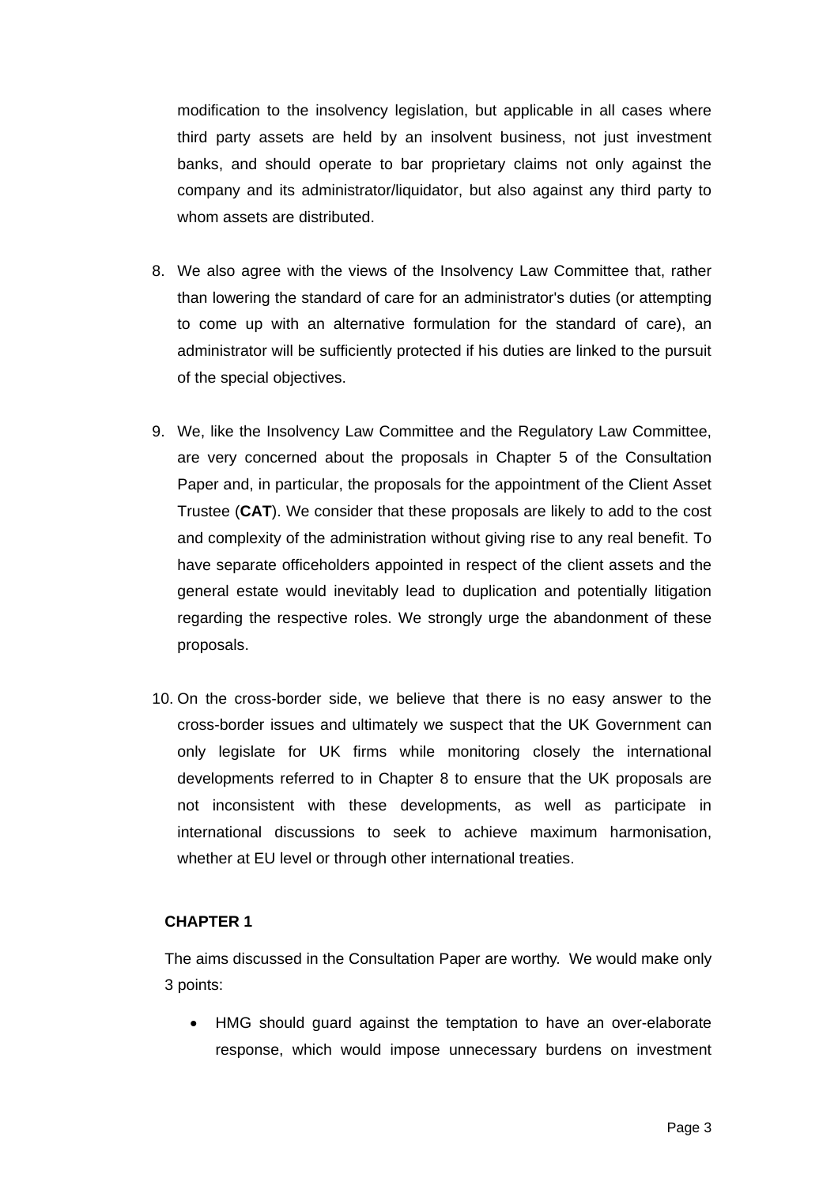modification to the insolvency legislation, but applicable in all cases where third party assets are held by an insolvent business, not just investment banks, and should operate to bar proprietary claims not only against the company and its administrator/liquidator, but also against any third party to whom assets are distributed.

8. We also agree with the views of the Insolvency Law Committee that, rather than lowering the standard of care for an administrator's duties (or attempting to come up with an alternative formulation for the standard of care), an administrator will be sufficiently protected if his duties are linked to the pursuit of the special objectives.

9. We, like the Insolvency Law Committee and the Regulatory Law Committee, are very concerned about the proposals in Chapter 5 of the Consultation Paper and, in particular, the proposals for the appointment of the Client Asset Trustee (**CAT**). We consider that these proposals are likely to add to the cost and complexity of the administration without giving rise to any real benefit. To have separate officeholders appointed in respect of the client assets and the general estate would inevitably lead to duplication and potentially litigation regarding the respective roles. We strongly urge the abandonment of these proposals.

10. On the cross-border side, we believe that there is no easy answer to the cross-border issues and ultimately we suspect that the UK Government can only legislate for UK firms while monitoring closely the international developments referred to in Chapter 8 to ensure that the UK proposals are not inconsistent with these developments, as well as participate in international discussions to seek to achieve maximum harmonisation, whether at EU level or through other international treaties.

**CHAPTER 1**

The aims discussed in the Consultation Paper are worthy. We would make only 3 points:

- HMG should guard against the temptation to have an over-elaborate response, which would impose unnecessary burdens on investment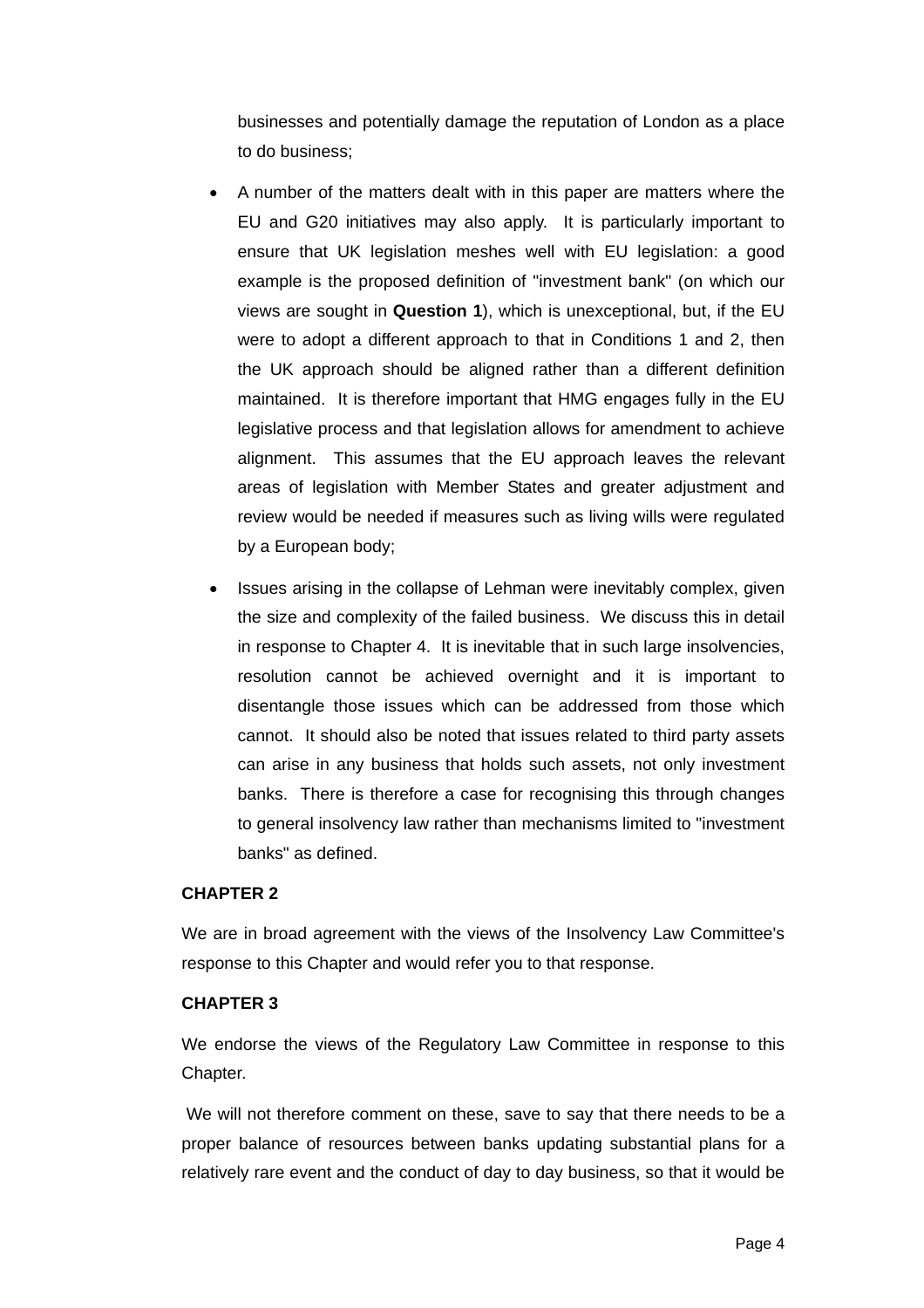businesses and potentially damage the reputation of London as a place to do business;

- A number of the matters dealt with in this paper are matters where the EU and G20 initiatives may also apply. It is particularly important to ensure that UK legislation meshes well with EU legislation: a good example is the proposed definition of "investment bank" (on which our views are sought in **Question 1**), which is unexceptional, but, if the EU were to adopt a different approach to that in Conditions 1 and 2, then the UK approach should be aligned rather than a different definition maintained. It is therefore important that HMG engages fully in the EU legislative process and that legislation allows for amendment to achieve alignment. This assumes that the EU approach leaves the relevant areas of legislation with Member States and greater adjustment and review would be needed if measures such as living wills were regulated by a European body;

- Issues arising in the collapse of Lehman were inevitably complex, given the size and complexity of the failed business. We discuss this in detail in response to Chapter 4. It is inevitable that in such large insolvencies, resolution cannot be achieved overnight and it is important to disentangle those issues which can be addressed from those which cannot. It should also be noted that issues related to third party assets can arise in any business that holds such assets, not only investment banks. There is therefore a case for recognising this through changes to general insolvency law rather than mechanisms limited to "investment banks" as defined.

**CHAPTER 2**

We are in broad agreement with the views of the Insolvency Law Committee's response to this Chapter and would refer you to that response.

**CHAPTER 3**

We endorse the views of the Regulatory Law Committee in response to this Chapter.

We will not therefore comment on these, save to say that there needs to be a proper balance of resources between banks updating substantial plans for a relatively rare event and the conduct of day to day business, so that it would be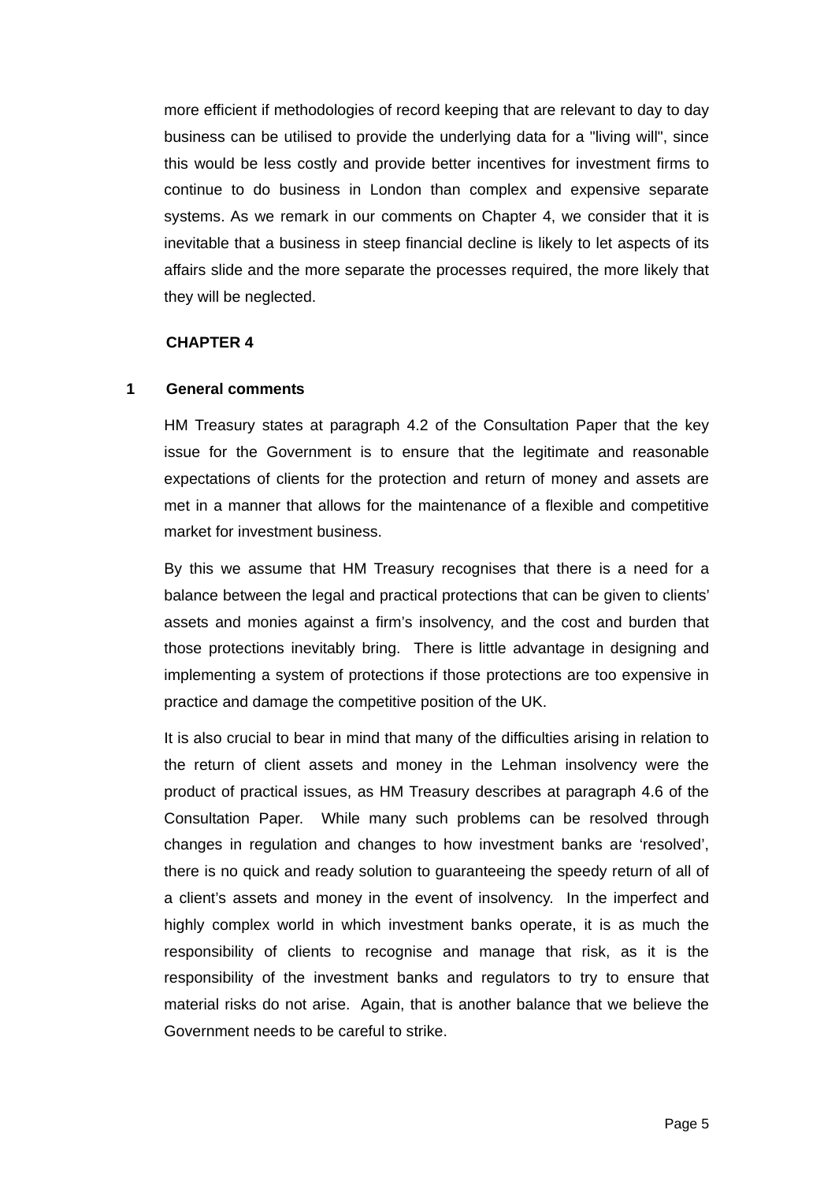more efficient if methodologies of record keeping that are relevant to day to day business can be utilised to provide the underlying data for a "living will", since this would be less costly and provide better incentives for investment firms to continue to do business in London than complex and expensive separate systems. As we remark in our comments on Chapter 4, we consider that it is inevitable that a business in steep financial decline is likely to let aspects of its affairs slide and the more separate the processes required, the more likely that they will be neglected.

## CHAPTER 4

### 1 General comments

HM Treasury states at paragraph 4.2 of the Consultation Paper that the key issue for the Government is to ensure that the legitimate and reasonable expectations of clients for the protection and return of money and assets are met in a manner that allows for the maintenance of a flexible and competitive market for investment business.

By this we assume that HM Treasury recognises that there is a need for a balance between the legal and practical protections that can be given to clients' assets and monies against a firm's insolvency, and the cost and burden that those protections inevitably bring. There is little advantage in designing and implementing a system of protections if those protections are too expensive in practice and damage the competitive position of the UK.

It is also crucial to bear in mind that many of the difficulties arising in relation to the return of client assets and money in the Lehman insolvency were the product of practical issues, as HM Treasury describes at paragraph 4.6 of the Consultation Paper. While many such problems can be resolved through changes in regulation and changes to how investment banks are 'resolved', there is no quick and ready solution to guaranteeing the speedy return of all of a client's assets and money in the event of insolvency. In the imperfect and highly complex world in which investment banks operate, it is as much the responsibility of clients to recognise and manage that risk, as it is the responsibility of the investment banks and regulators to try to ensure that material risks do not arise. Again, that is another balance that we believe the Government needs to be careful to strike.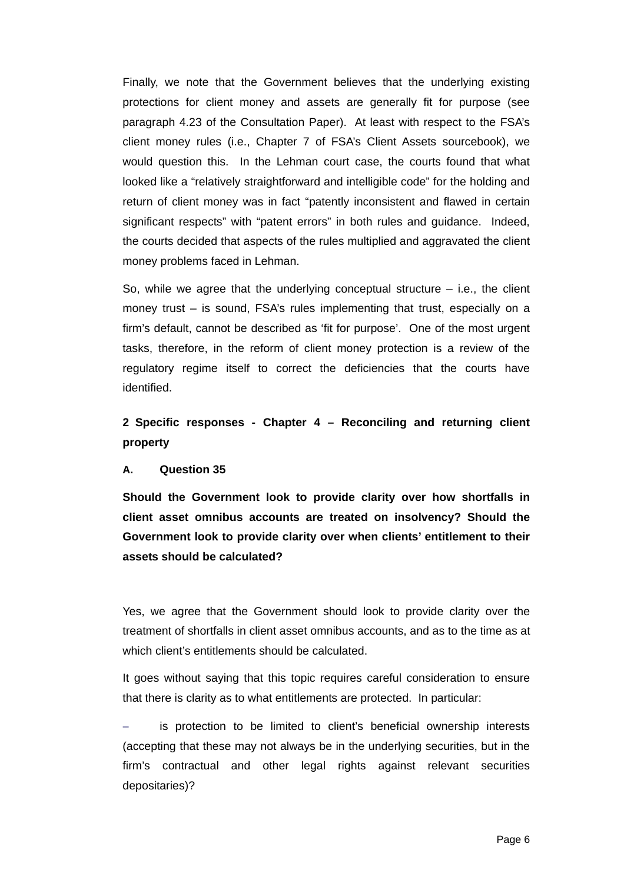Finally, we note that the Government believes that the underlying existing protections for client money and assets are generally fit for purpose (see paragraph 4.23 of the Consultation Paper). At least with respect to the FSA's client money rules (i.e., Chapter 7 of FSA's Client Assets sourcebook), we would question this. In the Lehman court case, the courts found that what looked like a "relatively straightforward and intelligible code" for the holding and return of client money was in fact "patently inconsistent and flawed in certain significant respects" with "patent errors" in both rules and guidance. Indeed, the courts decided that aspects of the rules multiplied and aggravated the client money problems faced in Lehman.

So, while we agree that the underlying conceptual structure – i.e., the client money trust – is sound, FSA's rules implementing that trust, especially on a firm's default, cannot be described as 'fit for purpose'. One of the most urgent tasks, therefore, in the reform of client money protection is a review of the regulatory regime itself to correct the deficiencies that the courts have identified.

## 2 Specific responses - Chapter 4 – Reconciling and returning client property

### A. Question 35

**Should the Government look to provide clarity over how shortfalls in client asset omnibus accounts are treated on insolvency? Should the Government look to provide clarity over when clients' entitlement to their assets should be calculated?**

Yes, we agree that the Government should look to provide clarity over the treatment of shortfalls in client asset omnibus accounts, and as to the time as at which client's entitlements should be calculated.

It goes without saying that this topic requires careful consideration to ensure that there is clarity as to what entitlements are protected. In particular:

- is protection to be limited to client's beneficial ownership interests (accepting that these may not always be in the underlying securities, but in the firm's contractual and other legal rights against relevant securities depositaries)?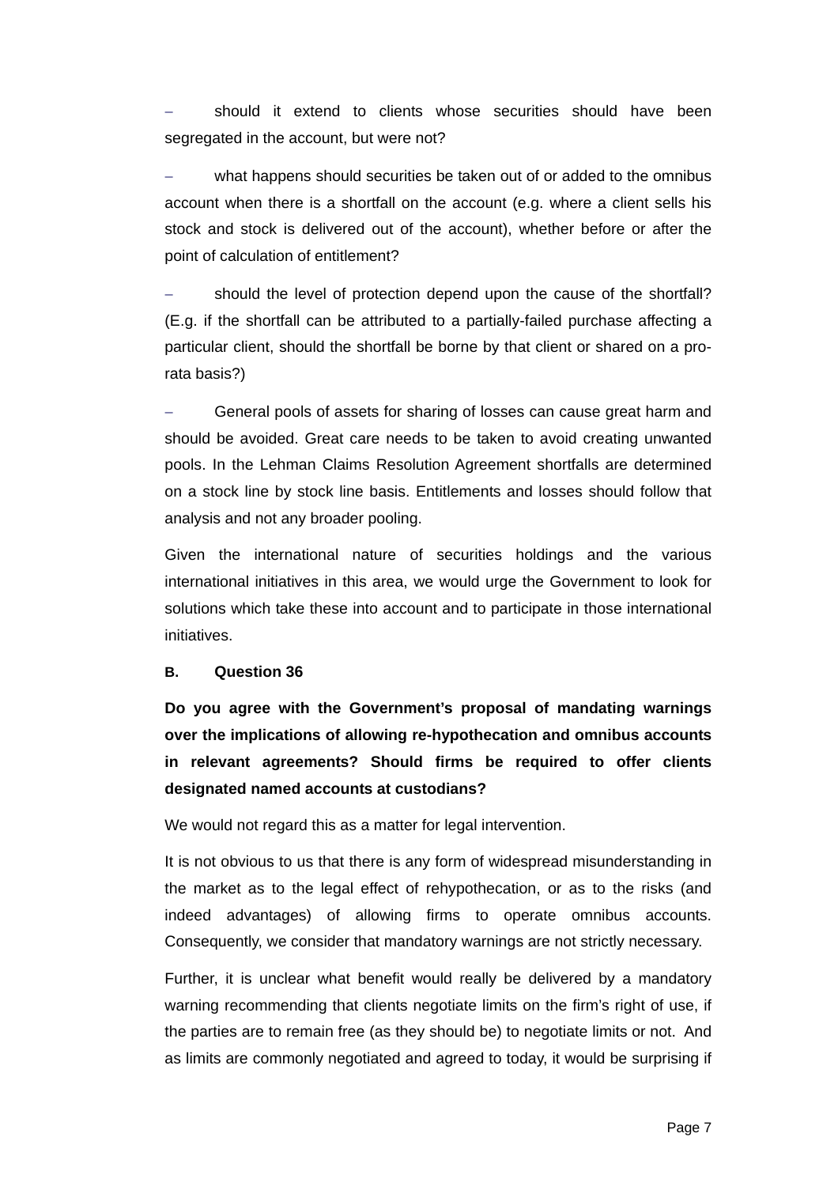– should it extend to clients whose securities should have been segregated in the account, but were not?

– what happens should securities be taken out of or added to the omnibus account when there is a shortfall on the account (e.g. where a client sells his stock and stock is delivered out of the account), whether before or after the point of calculation of entitlement?

– should the level of protection depend upon the cause of the shortfall? (E.g. if the shortfall can be attributed to a partially-failed purchase affecting a particular client, should the shortfall be borne by that client or shared on a pro-rata basis?)

– General pools of assets for sharing of losses can cause great harm and should be avoided. Great care needs to be taken to avoid creating unwanted pools. In the Lehman Claims Resolution Agreement shortfalls are determined on a stock line by stock line basis. Entitlements and losses should follow that analysis and not any broader pooling.

Given the international nature of securities holdings and the various international initiatives in this area, we would urge the Government to look for solutions which take these into account and to participate in those international initiatives.

### B. Question 36

**Do you agree with the Government's proposal of mandating warnings over the implications of allowing re-hypothecation and omnibus accounts in relevant agreements? Should firms be required to offer clients designated named accounts at custodians?**

We would not regard this as a matter for legal intervention.

It is not obvious to us that there is any form of widespread misunderstanding in the market as to the legal effect of rehypothecation, or as to the risks (and indeed advantages) of allowing firms to operate omnibus accounts. Consequently, we consider that mandatory warnings are not strictly necessary.

Further, it is unclear what benefit would really be delivered by a mandatory warning recommending that clients negotiate limits on the firm's right of use, if the parties are to remain free (as they should be) to negotiate limits or not. And as limits are commonly negotiated and agreed to today, it would be surprising if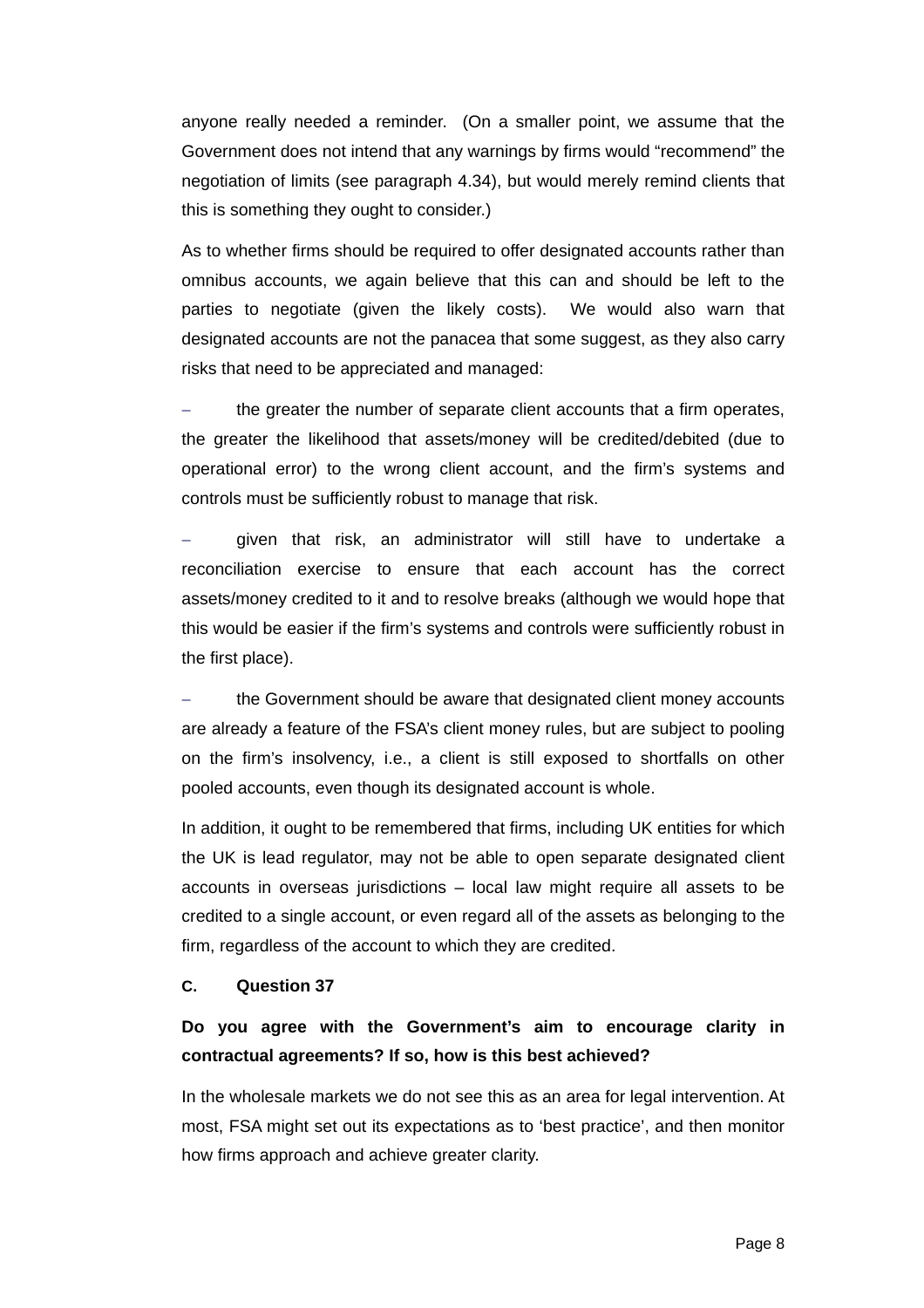anyone really needed a reminder. (On a smaller point, we assume that the Government does not intend that any warnings by firms would "recommend" the negotiation of limits (see paragraph 4.34), but would merely remind clients that this is something they ought to consider.)

As to whether firms should be required to offer designated accounts rather than omnibus accounts, we again believe that this can and should be left to the parties to negotiate (given the likely costs). We would also warn that designated accounts are not the panacea that some suggest, as they also carry risks that need to be appreciated and managed:

- the greater the number of separate client accounts that a firm operates, the greater the likelihood that assets/money will be credited/debited (due to operational error) to the wrong client account, and the firm's systems and controls must be sufficiently robust to manage that risk.
- given that risk, an administrator will still have to undertake a reconciliation exercise to ensure that each account has the correct assets/money credited to it and to resolve breaks (although we would hope that this would be easier if the firm's systems and controls were sufficiently robust in the first place).
- the Government should be aware that designated client money accounts are already a feature of the FSA's client money rules, but are subject to pooling on the firm's insolvency, i.e., a client is still exposed to shortfalls on other pooled accounts, even though its designated account is whole.

In addition, it ought to be remembered that firms, including UK entities for which the UK is lead regulator, may not be able to open separate designated client accounts in overseas jurisdictions – local law might require all assets to be credited to a single account, or even regard all of the assets as belonging to the firm, regardless of the account to which they are credited.

### C. Question 37

**Do you agree with the Government's aim to encourage clarity in contractual agreements? If so, how is this best achieved?**

In the wholesale markets we do not see this as an area for legal intervention. At most, FSA might set out its expectations as to 'best practice', and then monitor how firms approach and achieve greater clarity.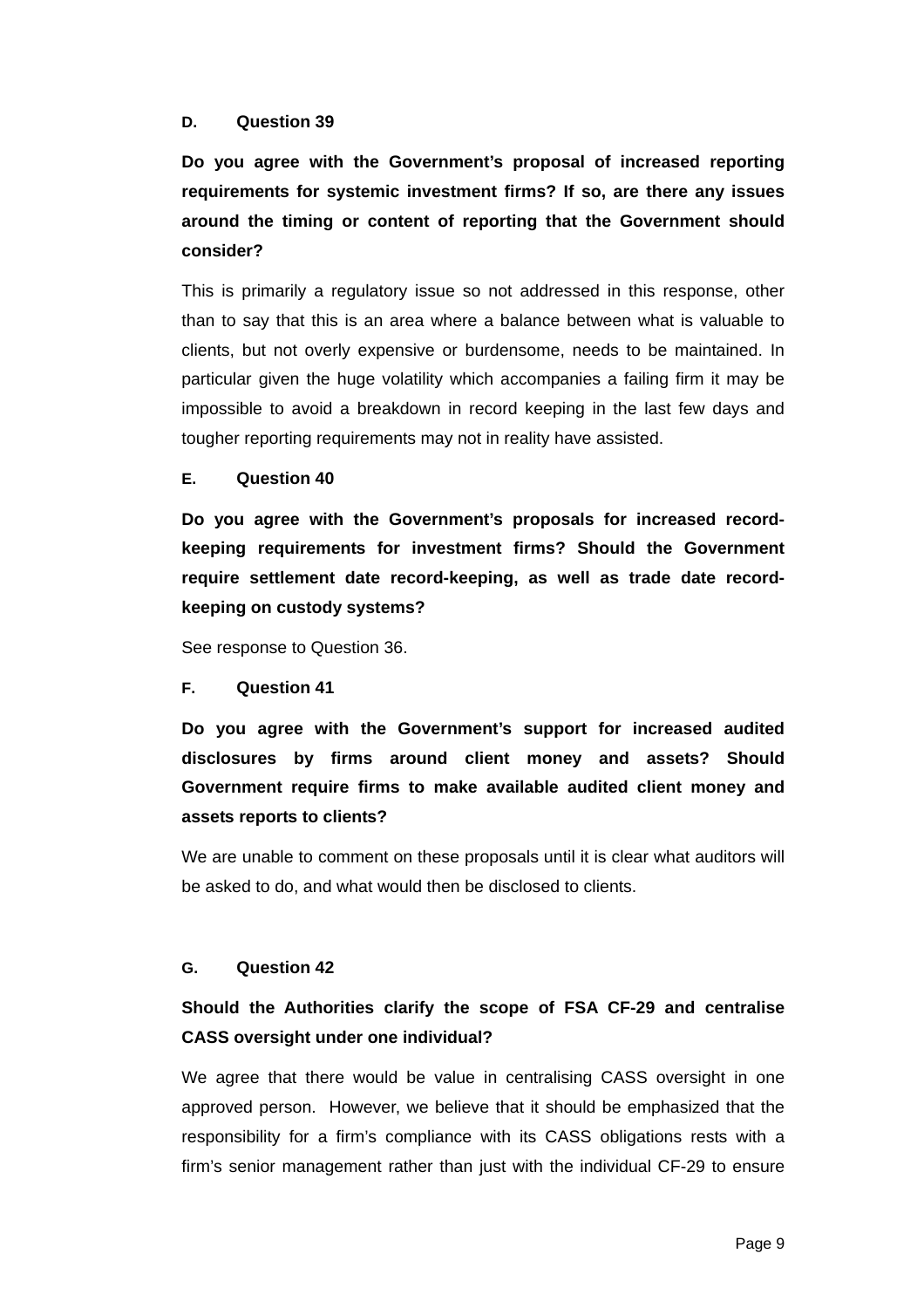### D. Question 39

**Do you agree with the Government's proposal of increased reporting requirements for systemic investment firms? If so, are there any issues around the timing or content of reporting that the Government should consider?**

This is primarily a regulatory issue so not addressed in this response, other than to say that this is an area where a balance between what is valuable to clients, but not overly expensive or burdensome, needs to be maintained. In particular given the huge volatility which accompanies a failing firm it may be impossible to avoid a breakdown in record keeping in the last few days and tougher reporting requirements may not in reality have assisted.

### E. Question 40

**Do you agree with the Government's proposals for increased record-keeping requirements for investment firms? Should the Government require settlement date record-keeping, as well as trade date record-keeping on custody systems?**

See response to Question 36.

### F. Question 41

**Do you agree with the Government's support for increased audited disclosures by firms around client money and assets? Should Government require firms to make available audited client money and assets reports to clients?**

We are unable to comment on these proposals until it is clear what auditors will be asked to do, and what would then be disclosed to clients.

### G. Question 42

**Should the Authorities clarify the scope of FSA CF-29 and centralise CASS oversight under one individual?**

We agree that there would be value in centralising CASS oversight in one approved person. However, we believe that it should be emphasized that the responsibility for a firm's compliance with its CASS obligations rests with a firm's senior management rather than just with the individual CF-29 to ensure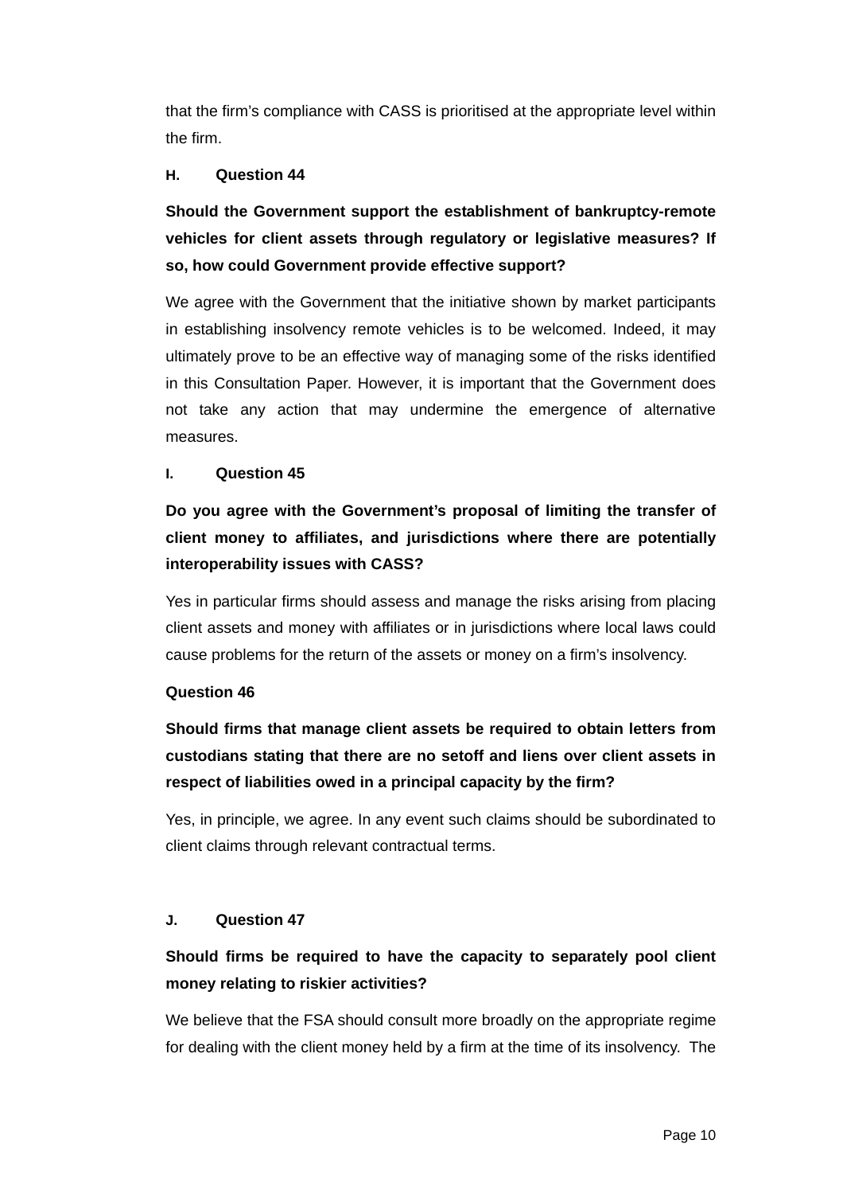that the firm's compliance with CASS is prioritised at the appropriate level within the firm.

#### H. Question 44

**Should the Government support the establishment of bankruptcy-remote vehicles for client assets through regulatory or legislative measures? If so, how could Government provide effective support?**

We agree with the Government that the initiative shown by market participants in establishing insolvency remote vehicles is to be welcomed. Indeed, it may ultimately prove to be an effective way of managing some of the risks identified in this Consultation Paper. However, it is important that the Government does not take any action that may undermine the emergence of alternative measures.

#### I. Question 45

**Do you agree with the Government's proposal of limiting the transfer of client money to affiliates, and jurisdictions where there are potentially interoperability issues with CASS?**

Yes in particular firms should assess and manage the risks arising from placing client assets and money with affiliates or in jurisdictions where local laws could cause problems for the return of the assets or money on a firm's insolvency.

#### Question 46

**Should firms that manage client assets be required to obtain letters from custodians stating that there are no setoff and liens over client assets in respect of liabilities owed in a principal capacity by the firm?**

Yes, in principle, we agree. In any event such claims should be subordinated to client claims through relevant contractual terms.

#### J. Question 47

**Should firms be required to have the capacity to separately pool client money relating to riskier activities?**

We believe that the FSA should consult more broadly on the appropriate regime for dealing with the client money held by a firm at the time of its insolvency. The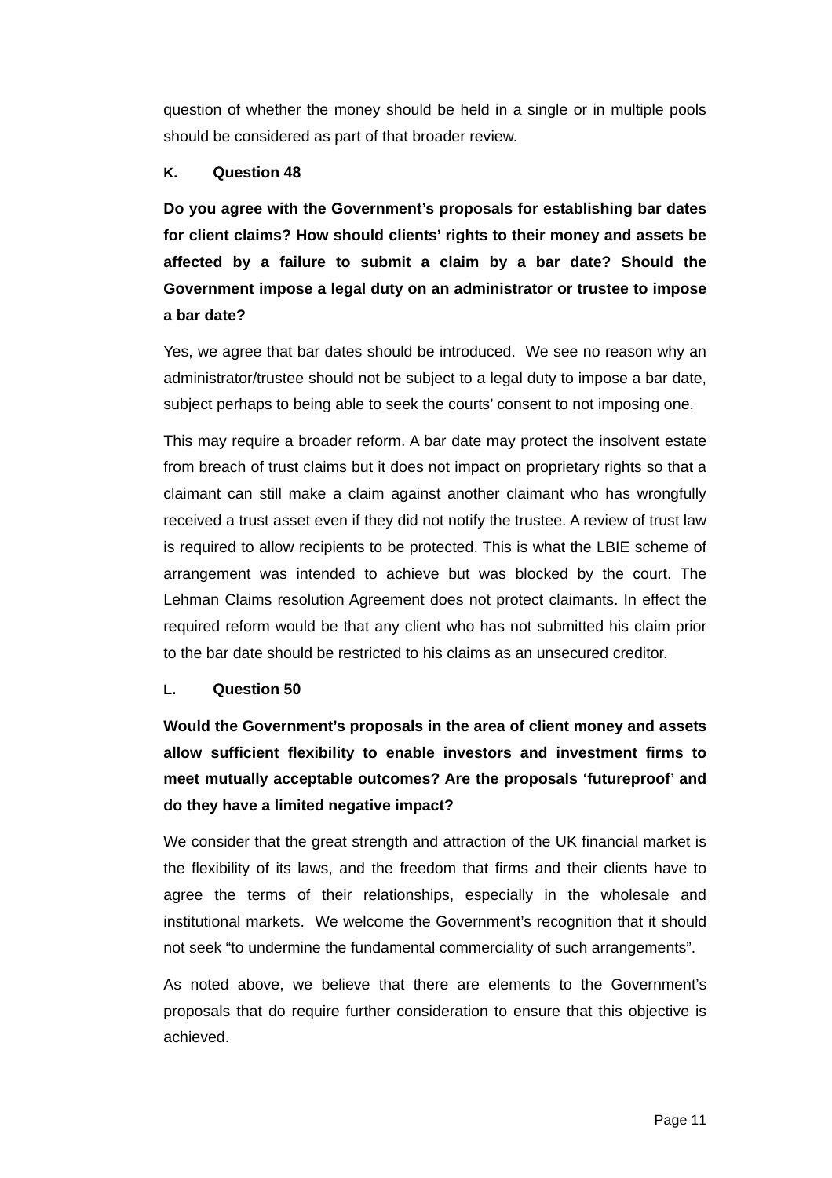question of whether the money should be held in a single or in multiple pools should be considered as part of that broader review.

### K. Question 48

**Do you agree with the Government's proposals for establishing bar dates for client claims? How should clients' rights to their money and assets be affected by a failure to submit a claim by a bar date? Should the Government impose a legal duty on an administrator or trustee to impose a bar date?**

Yes, we agree that bar dates should be introduced. We see no reason why an administrator/trustee should not be subject to a legal duty to impose a bar date, subject perhaps to being able to seek the courts' consent to not imposing one.

This may require a broader reform. A bar date may protect the insolvent estate from breach of trust claims but it does not impact on proprietary rights so that a claimant can still make a claim against another claimant who has wrongfully received a trust asset even if they did not notify the trustee. A review of trust law is required to allow recipients to be protected. This is what the LBIE scheme of arrangement was intended to achieve but was blocked by the court. The Lehman Claims resolution Agreement does not protect claimants. In effect the required reform would be that any client who has not submitted his claim prior to the bar date should be restricted to his claims as an unsecured creditor.

### L. Question 50

**Would the Government's proposals in the area of client money and assets allow sufficient flexibility to enable investors and investment firms to meet mutually acceptable outcomes? Are the proposals 'futureproof' and do they have a limited negative impact?**

We consider that the great strength and attraction of the UK financial market is the flexibility of its laws, and the freedom that firms and their clients have to agree the terms of their relationships, especially in the wholesale and institutional markets. We welcome the Government's recognition that it should not seek "to undermine the fundamental commerciality of such arrangements".

As noted above, we believe that there are elements to the Government's proposals that do require further consideration to ensure that this objective is achieved.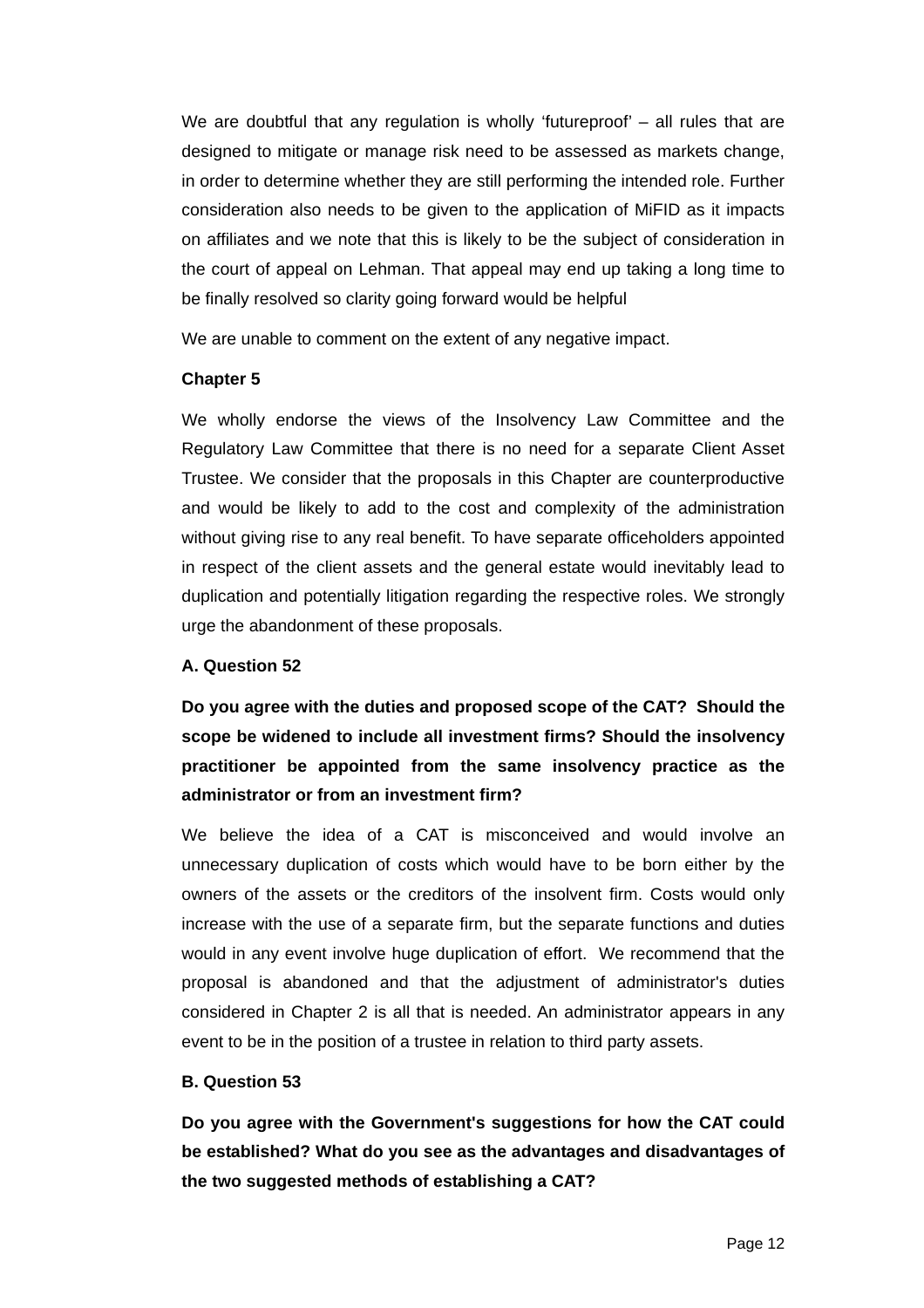We are doubtful that any regulation is wholly 'futureproof' – all rules that are designed to mitigate or manage risk need to be assessed as markets change, in order to determine whether they are still performing the intended role. Further consideration also needs to be given to the application of MiFID as it impacts on affiliates and we note that this is likely to be the subject of consideration in the court of appeal on Lehman. That appeal may end up taking a long time to be finally resolved so clarity going forward would be helpful

We are unable to comment on the extent of any negative impact.

**Chapter 5**

We wholly endorse the views of the Insolvency Law Committee and the Regulatory Law Committee that there is no need for a separate Client Asset Trustee. We consider that the proposals in this Chapter are counterproductive and would be likely to add to the cost and complexity of the administration without giving rise to any real benefit. To have separate officeholders appointed in respect of the client assets and the general estate would inevitably lead to duplication and potentially litigation regarding the respective roles. We strongly urge the abandonment of these proposals.

**A. Question 52**

**Do you agree with the duties and proposed scope of the CAT? Should the scope be widened to include all investment firms? Should the insolvency practitioner be appointed from the same insolvency practice as the administrator or from an investment firm?**

We believe the idea of a CAT is misconceived and would involve an unnecessary duplication of costs which would have to be born either by the owners of the assets or the creditors of the insolvent firm. Costs would only increase with the use of a separate firm, but the separate functions and duties would in any event involve huge duplication of effort. We recommend that the proposal is abandoned and that the adjustment of administrator's duties considered in Chapter 2 is all that is needed. An administrator appears in any event to be in the position of a trustee in relation to third party assets.

**B. Question 53**

**Do you agree with the Government's suggestions for how the CAT could be established? What do you see as the advantages and disadvantages of the two suggested methods of establishing a CAT?**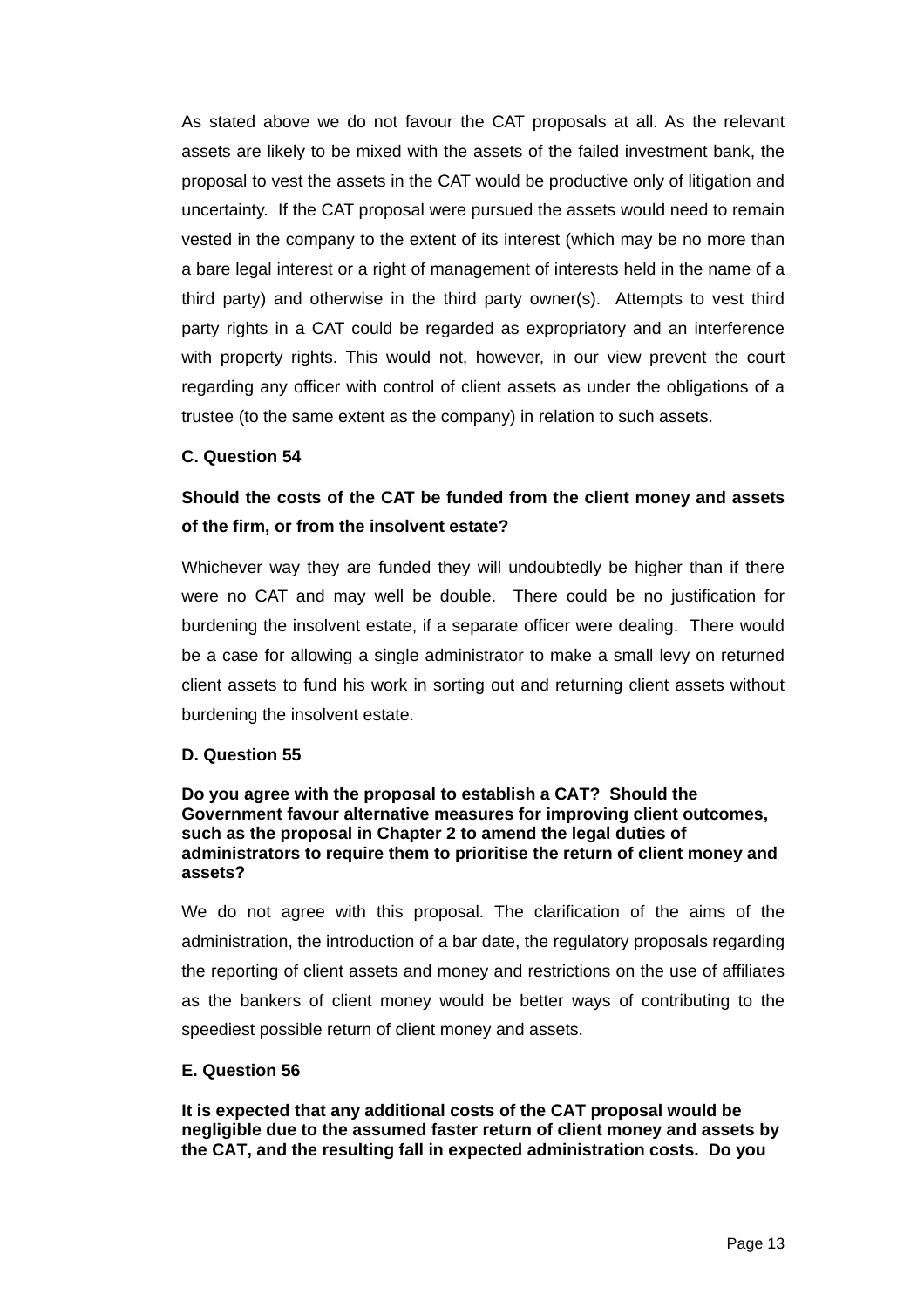As stated above we do not favour the CAT proposals at all. As the relevant assets are likely to be mixed with the assets of the failed investment bank, the proposal to vest the assets in the CAT would be productive only of litigation and uncertainty. If the CAT proposal were pursued the assets would need to remain vested in the company to the extent of its interest (which may be no more than a bare legal interest or a right of management of interests held in the name of a third party) and otherwise in the third party owner(s). Attempts to vest third party rights in a CAT could be regarded as expropriatory and an interference with property rights. This would not, however, in our view prevent the court regarding any officer with control of client assets as under the obligations of a trustee (to the same extent as the company) in relation to such assets.

**C. Question 54**

**Should the costs of the CAT be funded from the client money and assets of the firm, or from the insolvent estate?**

Whichever way they are funded they will undoubtedly be higher than if there were no CAT and may well be double. There could be no justification for burdening the insolvent estate, if a separate officer were dealing. There would be a case for allowing a single administrator to make a small levy on returned client assets to fund his work in sorting out and returning client assets without burdening the insolvent estate.

**D. Question 55**

**Do you agree with the proposal to establish a CAT? Should the Government favour alternative measures for improving client outcomes, such as the proposal in Chapter 2 to amend the legal duties of administrators to require them to prioritise the return of client money and assets?**

We do not agree with this proposal. The clarification of the aims of the administration, the introduction of a bar date, the regulatory proposals regarding the reporting of client assets and money and restrictions on the use of affiliates as the bankers of client money would be better ways of contributing to the speediest possible return of client money and assets.

**E. Question 56**

**It is expected that any additional costs of the CAT proposal would be negligible due to the assumed faster return of client money and assets by the CAT, and the resulting fall in expected administration costs. Do you**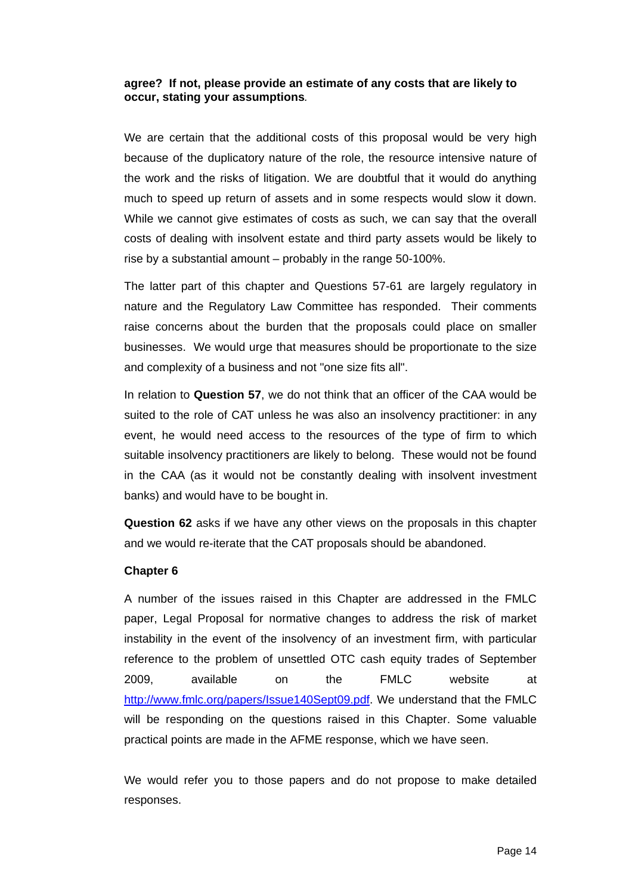**agree? If not, please provide an estimate of any costs that are likely to occur, stating your assumptions**.

We are certain that the additional costs of this proposal would be very high because of the duplicatory nature of the role, the resource intensive nature of the work and the risks of litigation. We are doubtful that it would do anything much to speed up return of assets and in some respects would slow it down. While we cannot give estimates of costs as such, we can say that the overall costs of dealing with insolvent estate and third party assets would be likely to rise by a substantial amount – probably in the range 50-100%.

The latter part of this chapter and Questions 57-61 are largely regulatory in nature and the Regulatory Law Committee has responded. Their comments raise concerns about the burden that the proposals could place on smaller businesses. We would urge that measures should be proportionate to the size and complexity of a business and not "one size fits all".

In relation to **Question 57**, we do not think that an officer of the CAA would be suited to the role of CAT unless he was also an insolvency practitioner: in any event, he would need access to the resources of the type of firm to which suitable insolvency practitioners are likely to belong. These would not be found in the CAA (as it would not be constantly dealing with insolvent investment banks) and would have to be bought in.

**Question 62** asks if we have any other views on the proposals in this chapter and we would re-iterate that the CAT proposals should be abandoned.

**Chapter 6**

A number of the issues raised in this Chapter are addressed in the FMLC paper, Legal Proposal for normative changes to address the risk of market instability in the event of the insolvency of an investment firm, with particular reference to the problem of unsettled OTC cash equity trades of September 2009, available on the FMLC website at http://www.fmlc.org/papers/Issue140Sept09.pdf. We understand that the FMLC will be responding on the questions raised in this Chapter. Some valuable practical points are made in the AFME response, which we have seen.

We would refer you to those papers and do not propose to make detailed responses.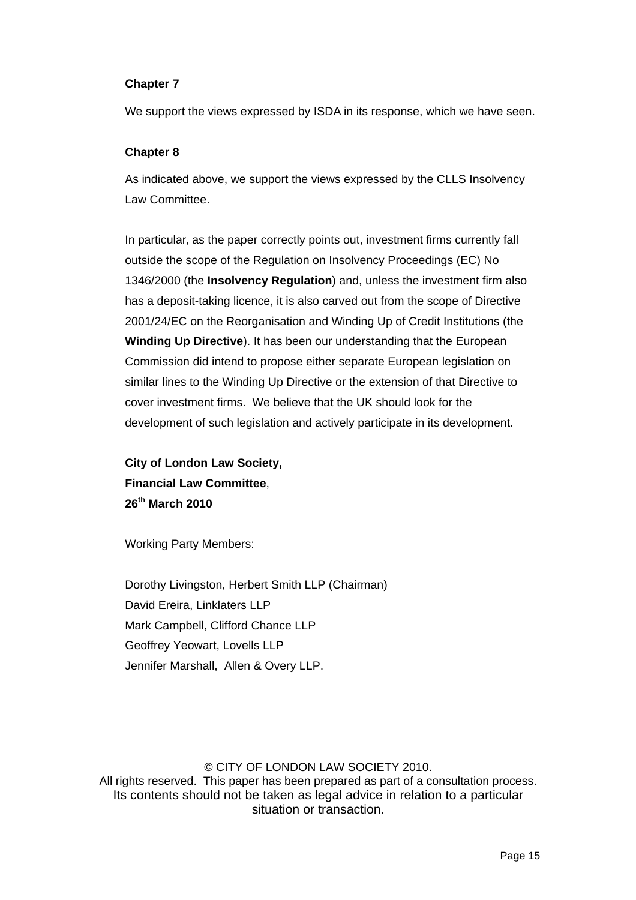**Chapter 7**

We support the views expressed by ISDA in its response, which we have seen.

**Chapter 8**

As indicated above, we support the views expressed by the CLLS Insolvency Law Committee.

In particular, as the paper correctly points out, investment firms currently fall outside the scope of the Regulation on Insolvency Proceedings (EC) No 1346/2000 (the **Insolvency Regulation**) and, unless the investment firm also has a deposit-taking licence, it is also carved out from the scope of Directive 2001/24/EC on the Reorganisation and Winding Up of Credit Institutions (the **Winding Up Directive**). It has been our understanding that the European Commission did intend to propose either separate European legislation on similar lines to the Winding Up Directive or the extension of that Directive to cover investment firms. We believe that the UK should look for the development of such legislation and actively participate in its development.

**City of London Law Society,**
**Financial Law Committee**,
**26th March 2010**

Working Party Members:

Dorothy Livingston, Herbert Smith LLP (Chairman)
David Ereira, Linklaters LLP
Mark Campbell, Clifford Chance LLP
Geoffrey Yeowart, Lovells LLP
Jennifer Marshall, Allen & Overy LLP.

© CITY OF LONDON LAW SOCIETY 2010.
All rights reserved. This paper has been prepared as part of a consultation process. Its contents should not be taken as legal advice in relation to a particular situation or transaction.